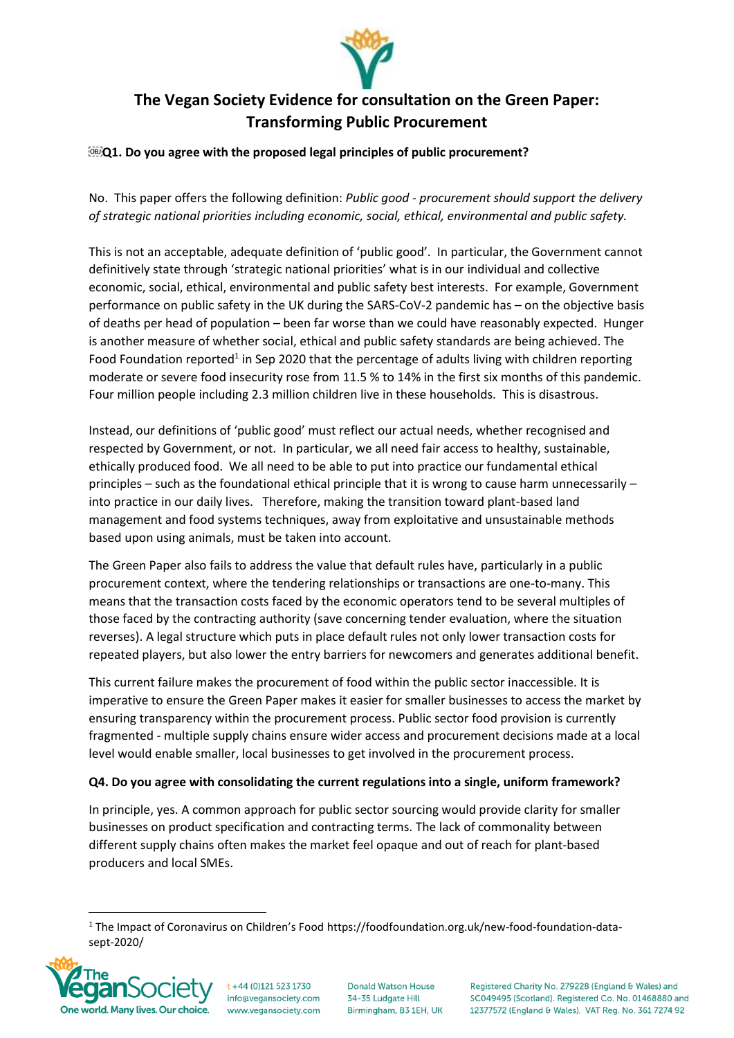# The Vegan Society Evidence for consultation on the Green Paper: Transforming Public Procurement

**Q1. Do you agree with the proposed legal principles of public procurement?**

No. This paper offers the following definition: *Public good - procurement should support the delivery of strategic national priorities including economic, social, ethical, environmental and public safety.*

This is not an acceptable, adequate definition of 'public good'. In particular, the Government cannot definitively state through 'strategic national priorities' what is in our individual and collective economic, social, ethical, environmental and public safety best interests. For example, Government performance on public safety in the UK during the SARS-CoV-2 pandemic has – on the objective basis of deaths per head of population – been far worse than we could have reasonably expected. Hunger is another measure of whether social, ethical and public safety standards are being achieved. The Food Foundation reported[1] in Sep 2020 that the percentage of adults living with children reporting moderate or severe food insecurity rose from 11.5 % to 14% in the first six months of this pandemic. Four million people including 2.3 million children live in these households. This is disastrous.

Instead, our definitions of 'public good' must reflect our actual needs, whether recognised and respected by Government, or not. In particular, we all need fair access to healthy, sustainable, ethically produced food. We all need to be able to put into practice our fundamental ethical principles – such as the foundational ethical principle that it is wrong to cause harm unnecessarily – into practice in our daily lives. Therefore, making the transition toward plant-based land management and food systems techniques, away from exploitative and unsustainable methods based upon using animals, must be taken into account.

The Green Paper also fails to address the value that default rules have, particularly in a public procurement context, where the tendering relationships or transactions are one-to-many. This means that the transaction costs faced by the economic operators tend to be several multiples of those faced by the contracting authority (save concerning tender evaluation, where the situation reverses). A legal structure which puts in place default rules not only lower transaction costs for repeated players, but also lower the entry barriers for newcomers and generates additional benefit.

This current failure makes the procurement of food within the public sector inaccessible. It is imperative to ensure the Green Paper makes it easier for smaller businesses to access the market by ensuring transparency within the procurement process. Public sector food provision is currently fragmented - multiple supply chains ensure wider access and procurement decisions made at a local level would enable smaller, local businesses to get involved in the procurement process.

**Q4. Do you agree with consolidating the current regulations into a single, uniform framework?**

In principle, yes. A common approach for public sector sourcing would provide clarity for smaller businesses on product specification and contracting terms. The lack of commonality between different supply chains often makes the market feel opaque and out of reach for plant-based producers and local SMEs.

---

[1] The Impact of Coronavirus on Children's Food https://foodfoundation.org.uk/new-food-foundation-data-sept-2020/

The Vegan Society — One world. Many lives. Our choice.

t +44 (0)121 523 1730
info@vegansociety.com
www.vegansociety.com

Donald Watson House
34-35 Ludgate Hill
Birmingham, B3 1EH, UK

Registered Charity No. 279228 (England & Wales) and SC049495 (Scotland). Registered Co. No. 01468880 and 12377572 (England & Wales). VAT Reg. No. 361 7274 92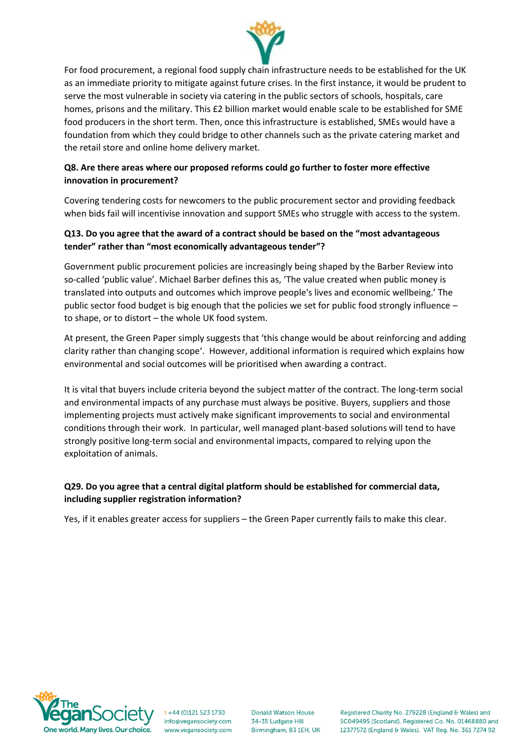For food procurement, a regional food supply chain infrastructure needs to be established for the UK as an immediate priority to mitigate against future crises. In the first instance, it would be prudent to serve the most vulnerable in society via catering in the public sectors of schools, hospitals, care homes, prisons and the military. This £2 billion market would enable scale to be established for SME food producers in the short term. Then, once this infrastructure is established, SMEs would have a foundation from which they could bridge to other channels such as the private catering market and the retail store and online home delivery market.

**Q8. Are there areas where our proposed reforms could go further to foster more effective innovation in procurement?**

Covering tendering costs for newcomers to the public procurement sector and providing feedback when bids fail will incentivise innovation and support SMEs who struggle with access to the system.

**Q13. Do you agree that the award of a contract should be based on the "most advantageous tender" rather than "most economically advantageous tender"?**

Government public procurement policies are increasingly being shaped by the Barber Review into so-called 'public value'. Michael Barber defines this as, 'The value created when public money is translated into outputs and outcomes which improve people's lives and economic wellbeing.' The public sector food budget is big enough that the policies we set for public food strongly influence – to shape, or to distort – the whole UK food system.

At present, the Green Paper simply suggests that 'this change would be about reinforcing and adding clarity rather than changing scope'. However, additional information is required which explains how environmental and social outcomes will be prioritised when awarding a contract.

It is vital that buyers include criteria beyond the subject matter of the contract. The long-term social and environmental impacts of any purchase must always be positive. Buyers, suppliers and those implementing projects must actively make significant improvements to social and environmental conditions through their work. In particular, well managed plant-based solutions will tend to have strongly positive long-term social and environmental impacts, compared to relying upon the exploitation of animals.

**Q29. Do you agree that a central digital platform should be established for commercial data, including supplier registration information?**

Yes, if it enables greater access for suppliers – the Green Paper currently fails to make this clear.